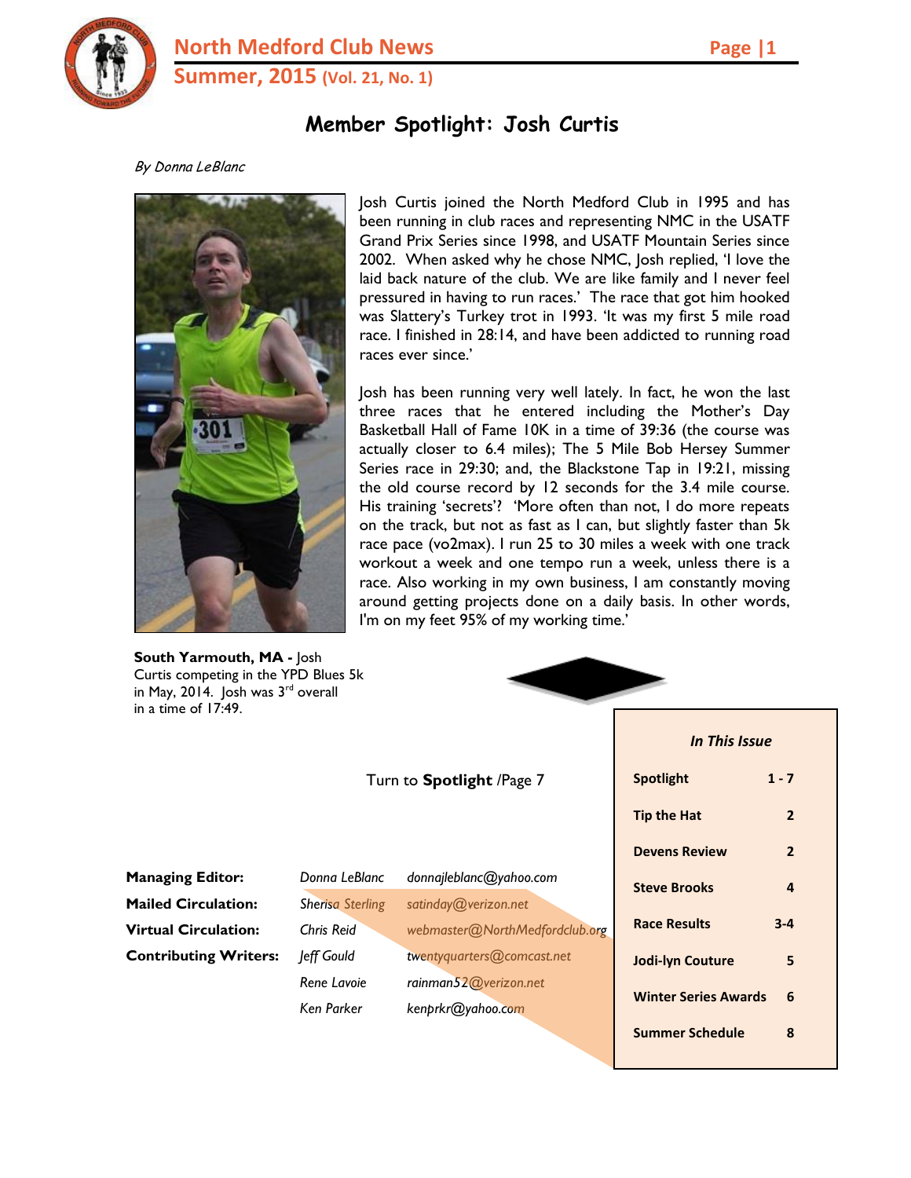# North Medford Club News

**Summer, 2015 (Vol. 21, No. 1)**

## Member Spotlight: Josh Curtis

*By Donna LeBlanc*

Josh Curtis joined the North Medford Club in 1995 and has been running in club races and representing NMC in the USATF Grand Prix Series since 1998, and USATF Mountain Series since 2002. When asked why he chose NMC, Josh replied, 'I love the laid back nature of the club. We are like family and I never feel pressured in having to run races.' The race that got him hooked was Slattery's Turkey trot in 1993. 'It was my first 5 mile road race. I finished in 28:14, and have been addicted to running road races ever since.'

Josh has been running very well lately. In fact, he won the last three races that he entered including the Mother's Day Basketball Hall of Fame 10K in a time of 39:36 (the course was actually closer to 6.4 miles); The 5 Mile Bob Hersey Summer Series race in 29:30; and, the Blackstone Tap in 19:21, missing the old course record by 12 seconds for the 3.4 mile course. His training 'secrets'? 'More often than not, I do more repeats on the track, but not as fast as I can, but slightly faster than 5k race pace (vo2max). I run 25 to 30 miles a week with one track workout a week and one tempo run a week, unless there is a race. Also working in my own business, I am constantly moving around getting projects done on a daily basis. In other words, I'm on my feet 95% of my working time.'

**South Yarmouth, MA -** Josh Curtis competing in the YPD Blues 5k in May, 2014. Josh was 3rd overall in a time of 17:49.

Turn to **Spotlight** /Page 7

| | | |
|---|---|---|
| **Managing Editor:** | *Donna LeBlanc* | *donnajleblanc@yahoo.com* |
| **Mailed Circulation:** | *Sherisa Sterling* | *satinday@verizon.net* |
| **Virtual Circulation:** | *Chris Reid* | *webmaster@NorthMedfordclub.org* |
| **Contributing Writers:** | *Jeff Gould* | *twentyquarters@comcast.net* |
| | *Rene Lavoie* | *rainman52@verizon.net* |
| | *Ken Parker* | *kenprkr@yahoo.com* |

***In This Issue***

| | |
|---|---|
| **Spotlight** | **1 - 7** |
| **Tip the Hat** | **2** |
| **Devens Review** | **2** |
| **Steve Brooks** | **4** |
| **Race Results** | **3-4** |
| **Jodi-lyn Couture** | **5** |
| **Winter Series Awards** | **6** |
| **Summer Schedule** | **8** |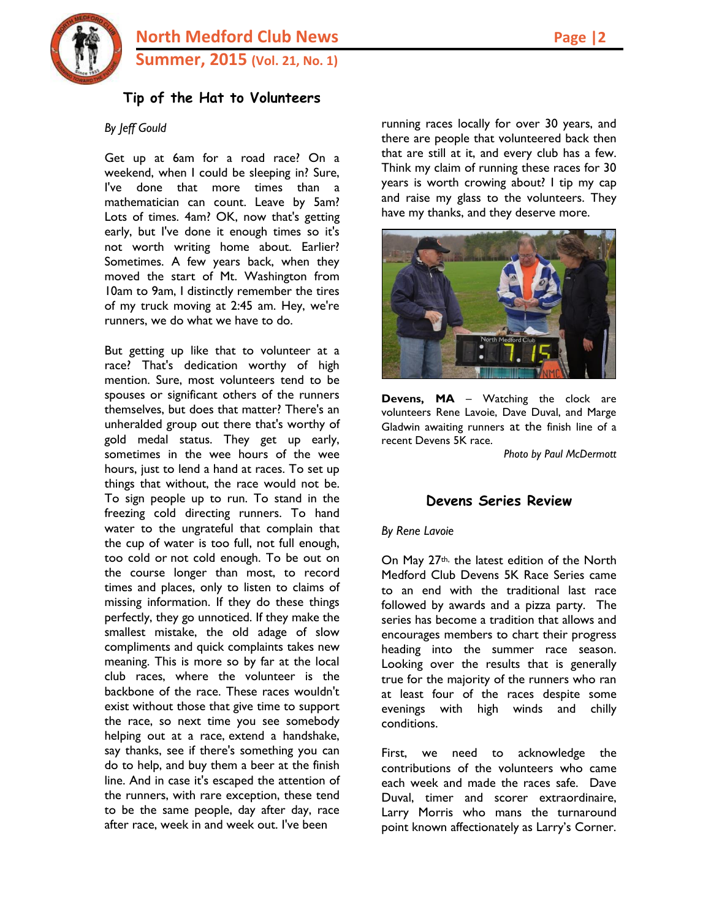## Tip of the Hat to Volunteers

*By Jeff Gould*

Get up at 6am for a road race? On a weekend, when I could be sleeping in? Sure, I've done that more times than a mathematician can count. Leave by 5am? Lots of times. 4am? OK, now that's getting early, but I've done it enough times so it's not worth writing home about. Earlier? Sometimes. A few years back, when they moved the start of Mt. Washington from 10am to 9am, I distinctly remember the tires of my truck moving at 2:45 am. Hey, we're runners, we do what we have to do.

But getting up like that to volunteer at a race? That's dedication worthy of high mention. Sure, most volunteers tend to be spouses or significant others of the runners themselves, but does that matter? There's an unheralded group out there that's worthy of gold medal status. They get up early, sometimes in the wee hours of the wee hours, just to lend a hand at races. To set up things that without, the race would not be. To sign people up to run. To stand in the freezing cold directing runners. To hand water to the ungrateful that complain that the cup of water is too full, not full enough, too cold or not cold enough. To be out on the course longer than most, to record times and places, only to listen to claims of missing information. If they do these things perfectly, they go unnoticed. If they make the smallest mistake, the old adage of slow compliments and quick complaints takes new meaning. This is more so by far at the local club races, where the volunteer is the backbone of the race. These races wouldn't exist without those that give time to support the race, so next time you see somebody helping out at a race, extend a handshake, say thanks, see if there's something you can do to help, and buy them a beer at the finish line. And in case it's escaped the attention of the runners, with rare exception, these tend to be the same people, day after day, race after race, week in and week out. I've been running races locally for over 30 years, and there are people that volunteered back then that are still at it, and every club has a few. Think my claim of running these races for 30 years is worth crowing about? I tip my cap and raise my glass to the volunteers. They have my thanks, and they deserve more.

**Devens, MA** – Watching the clock are volunteers Rene Lavoie, Dave Duval, and Marge Gladwin awaiting runners at the finish line of a recent Devens 5K race.

*Photo by Paul McDermott*

## Devens Series Review

*By Rene Lavoie*

On May 27th, the latest edition of the North Medford Club Devens 5K Race Series came to an end with the traditional last race followed by awards and a pizza party. The series has become a tradition that allows and encourages members to chart their progress heading into the summer race season. Looking over the results that is generally true for the majority of the runners who ran at least four of the races despite some evenings with high winds and chilly conditions.

First, we need to acknowledge the contributions of the volunteers who came each week and made the races safe. Dave Duval, timer and scorer extraordinaire, Larry Morris who mans the turnaround point known affectionately as Larry's Corner.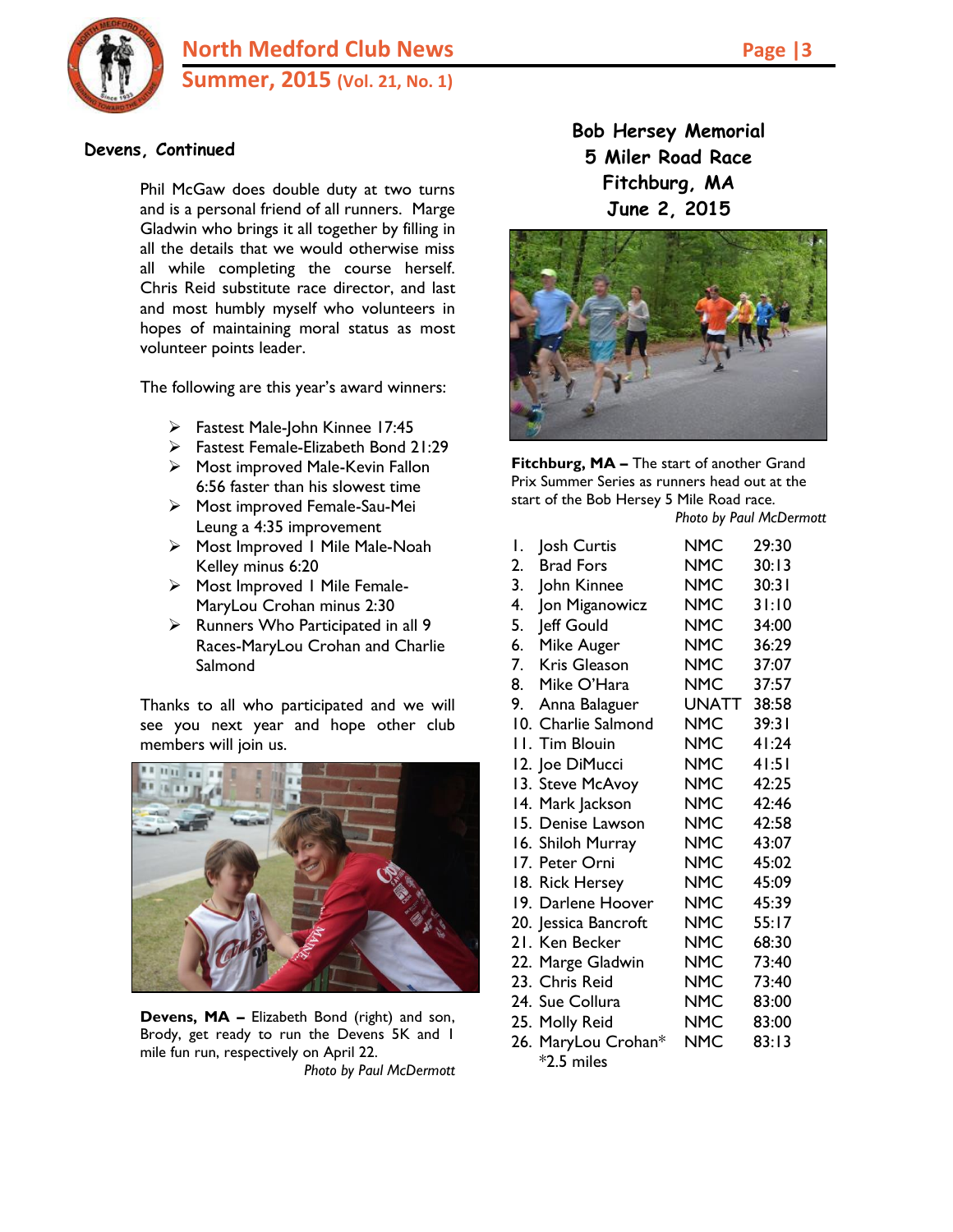## Devens, Continued

Phil McGaw does double duty at two turns and is a personal friend of all runners. Marge Gladwin who brings it all together by filling in all the details that we would otherwise miss all while completing the course herself. Chris Reid substitute race director, and last and most humbly myself who volunteers in hopes of maintaining moral status as most volunteer points leader.

The following are this year's award winners:

- Fastest Male-John Kinnee 17:45
- Fastest Female-Elizabeth Bond 21:29
- Most improved Male-Kevin Fallon 6:56 faster than his slowest time
- Most improved Female-Sau-Mei Leung a 4:35 improvement
- Most Improved 1 Mile Male-Noah Kelley minus 6:20
- Most Improved 1 Mile Female-MaryLou Crohan minus 2:30
- Runners Who Participated in all 9 Races-MaryLou Crohan and Charlie Salmond

Thanks to all who participated and we will see you next year and hope other club members will join us.

**Devens, MA –** Elizabeth Bond (right) and son, Brody, get ready to run the Devens 5K and 1 mile fun run, respectively on April 22.
*Photo by Paul McDermott*

## Bob Hersey Memorial 5 Miler Road Race Fitchburg, MA June 2, 2015

**Fitchburg, MA –** The start of another Grand Prix Summer Series as runners head out at the start of the Bob Hersey 5 Mile Road race.
*Photo by Paul McDermott*

| Place | Name | Club | Time |
|---|---|---|---|
| 1. | Josh Curtis | NMC | 29:30 |
| 2. | Brad Fors | NMC | 30:13 |
| 3. | John Kinnee | NMC | 30:31 |
| 4. | Jon Miganowicz | NMC | 31:10 |
| 5. | Jeff Gould | NMC | 34:00 |
| 6. | Mike Auger | NMC | 36:29 |
| 7. | Kris Gleason | NMC | 37:07 |
| 8. | Mike O'Hara | NMC | 37:57 |
| 9. | Anna Balaguer | UNATT | 38:58 |
| 10. | Charlie Salmond | NMC | 39:31 |
| 11. | Tim Blouin | NMC | 41:24 |
| 12. | Joe DiMucci | NMC | 41:51 |
| 13. | Steve McAvoy | NMC | 42:25 |
| 14. | Mark Jackson | NMC | 42:46 |
| 15. | Denise Lawson | NMC | 42:58 |
| 16. | Shiloh Murray | NMC | 43:07 |
| 17. | Peter Orni | NMC | 45:02 |
| 18. | Rick Hersey | NMC | 45:09 |
| 19. | Darlene Hoover | NMC | 45:39 |
| 20. | Jessica Bancroft | NMC | 55:17 |
| 21. | Ken Becker | NMC | 68:30 |
| 22. | Marge Gladwin | NMC | 73:40 |
| 23. | Chris Reid | NMC | 73:40 |
| 24. | Sue Collura | NMC | 83:00 |
| 25. | Molly Reid | NMC | 83:00 |
| 26. | MaryLou Crohan* | NMC | 83:13 |

*2.5 miles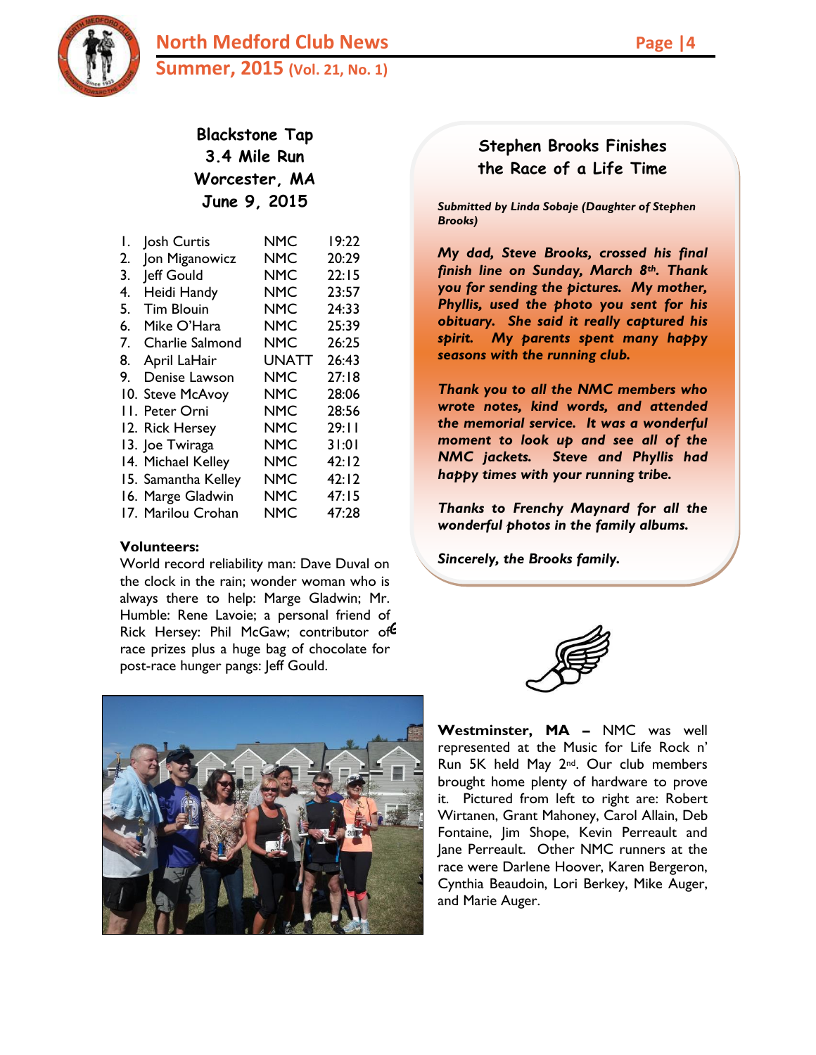## Blackstone Tap 3.4 Mile Run Worcester, MA June 9, 2015

| | Name | Club | Time |
|---|---|---|---|
| 1. | Josh Curtis | NMC | 19:22 |
| 2. | Jon Miganowicz | NMC | 20:29 |
| 3. | Jeff Gould | NMC | 22:15 |
| 4. | Heidi Handy | NMC | 23:57 |
| 5. | Tim Blouin | NMC | 24:33 |
| 6. | Mike O'Hara | NMC | 25:39 |
| 7. | Charlie Salmond | NMC | 26:25 |
| 8. | April LaHair | UNATT | 26:43 |
| 9. | Denise Lawson | NMC | 27:18 |
| 10. | Steve McAvoy | NMC | 28:06 |
| 11. | Peter Orni | NMC | 28:56 |
| 12. | Rick Hersey | NMC | 29:11 |
| 13. | Joe Twiraga | NMC | 31:01 |
| 14. | Michael Kelley | NMC | 42:12 |
| 15. | Samantha Kelley | NMC | 42:12 |
| 16. | Marge Gladwin | NMC | 47:15 |
| 17. | Marilou Crohan | NMC | 47:28 |

**Volunteers:**

World record reliability man: Dave Duval on the clock in the rain; wonder woman who is always there to help: Marge Gladwin; Mr. Humble: Rene Lavoie; a personal friend of Rick Hersey: Phil McGaw; contributor of race prizes plus a huge bag of chocolate for post-race hunger pangs: Jeff Gould.

## Stephen Brooks Finishes the Race of a Life Time

***Submitted by Linda Sobaje (Daughter of Stephen Brooks)***

***My dad, Steve Brooks, crossed his final finish line on Sunday, March 8th. Thank you for sending the pictures. My mother, Phyllis, used the photo you sent for his obituary. She said it really captured his spirit. My parents spent many happy seasons with the running club.***

***Thank you to all the NMC members who wrote notes, kind words, and attended the memorial service. It was a wonderful moment to look up and see all of the NMC jackets. Steve and Phyllis had happy times with your running tribe.***

***Thanks to Frenchy Maynard for all the wonderful photos in the family albums.***

***Sincerely, the Brooks family.***

**Westminster, MA –** NMC was well represented at the Music for Life Rock n' Run 5K held May 2nd. Our club members brought home plenty of hardware to prove it. Pictured from left to right are: Robert Wirtanen, Grant Mahoney, Carol Allain, Deb Fontaine, Jim Shope, Kevin Perreault and Jane Perreault. Other NMC runners at the race were Darlene Hoover, Karen Bergeron, Cynthia Beaudoin, Lori Berkey, Mike Auger, and Marie Auger.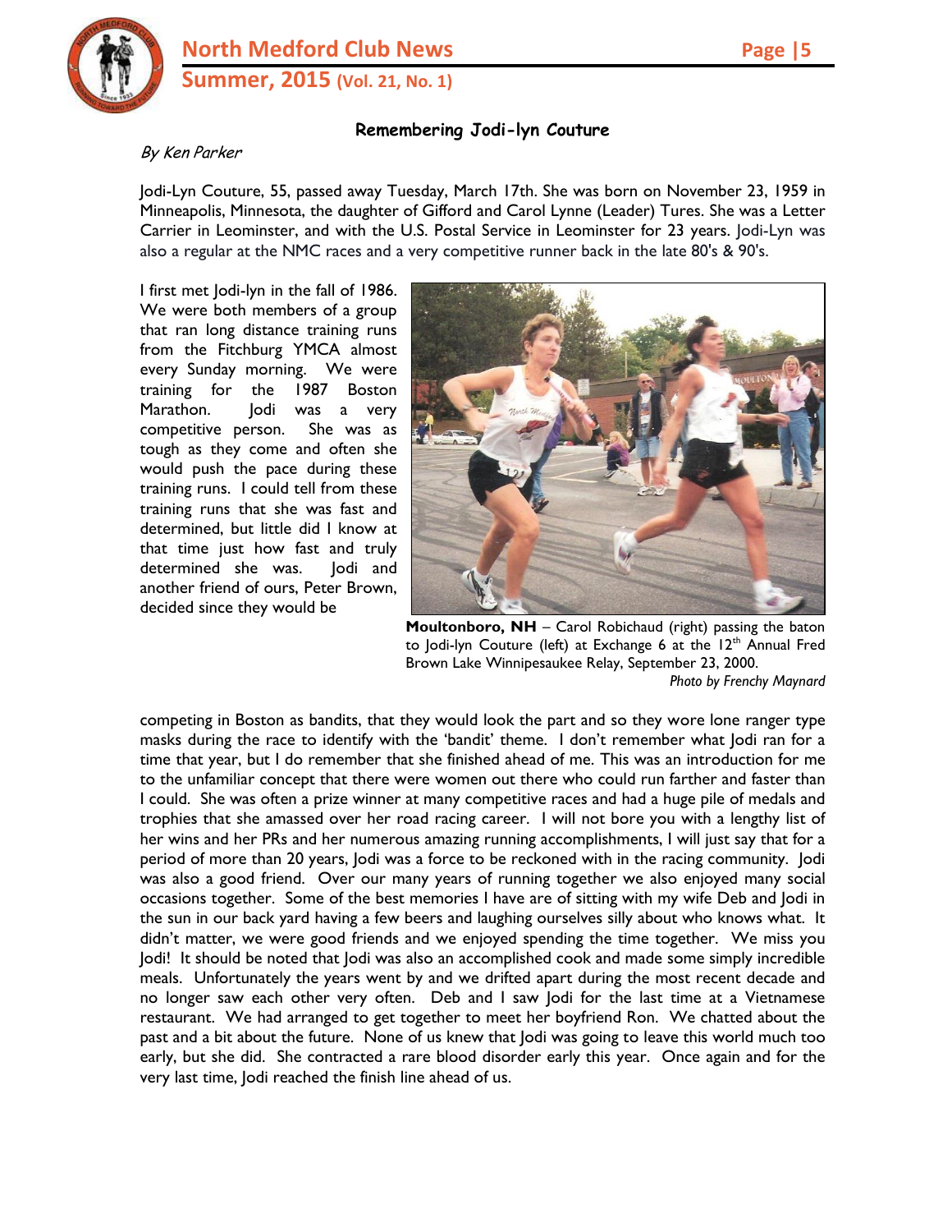## Remembering Jodi-lyn Couture

*By Ken Parker*

Jodi-Lyn Couture, 55, passed away Tuesday, March 17th. She was born on November 23, 1959 in Minneapolis, Minnesota, the daughter of Gifford and Carol Lynne (Leader) Tures. She was a Letter Carrier in Leominster, and with the U.S. Postal Service in Leominster for 23 years. Jodi-Lyn was also a regular at the NMC races and a very competitive runner back in the late 80's & 90's.

I first met Jodi-lyn in the fall of 1986. We were both members of a group that ran long distance training runs from the Fitchburg YMCA almost every Sunday morning. We were training for the 1987 Boston Marathon. Jodi was a very competitive person. She was as tough as they come and often she would push the pace during these training runs. I could tell from these training runs that she was fast and determined, but little did I know at that time just how fast and truly determined she was. Jodi and another friend of ours, Peter Brown, decided since they would be competing in Boston as bandits, that they would look the part and so they wore lone ranger type masks during the race to identify with the 'bandit' theme. I don't remember what Jodi ran for a time that year, but I do remember that she finished ahead of me. This was an introduction for me to the unfamiliar concept that there were women out there who could run farther and faster than I could. She was often a prize winner at many competitive races and had a huge pile of medals and trophies that she amassed over her road racing career. I will not bore you with a lengthy list of her wins and her PRs and her numerous amazing running accomplishments, I will just say that for a period of more than 20 years, Jodi was a force to be reckoned with in the racing community. Jodi was also a good friend. Over our many years of running together we also enjoyed many social occasions together. Some of the best memories I have are of sitting with my wife Deb and Jodi in the sun in our back yard having a few beers and laughing ourselves silly about who knows what. It didn't matter, we were good friends and we enjoyed spending the time together. We miss you Jodi! It should be noted that Jodi was also an accomplished cook and made some simply incredible meals. Unfortunately the years went by and we drifted apart during the most recent decade and no longer saw each other very often. Deb and I saw Jodi for the last time at a Vietnamese restaurant. We had arranged to get together to meet her boyfriend Ron. We chatted about the past and a bit about the future. None of us knew that Jodi was going to leave this world much too early, but she did. She contracted a rare blood disorder early this year. Once again and for the very last time, Jodi reached the finish line ahead of us.

**Moultonboro, NH** – Carol Robichaud (right) passing the baton to Jodi-lyn Couture (left) at Exchange 6 at the 12th Annual Fred Brown Lake Winnipesaukee Relay, September 23, 2000.

*Photo by Frenchy Maynard*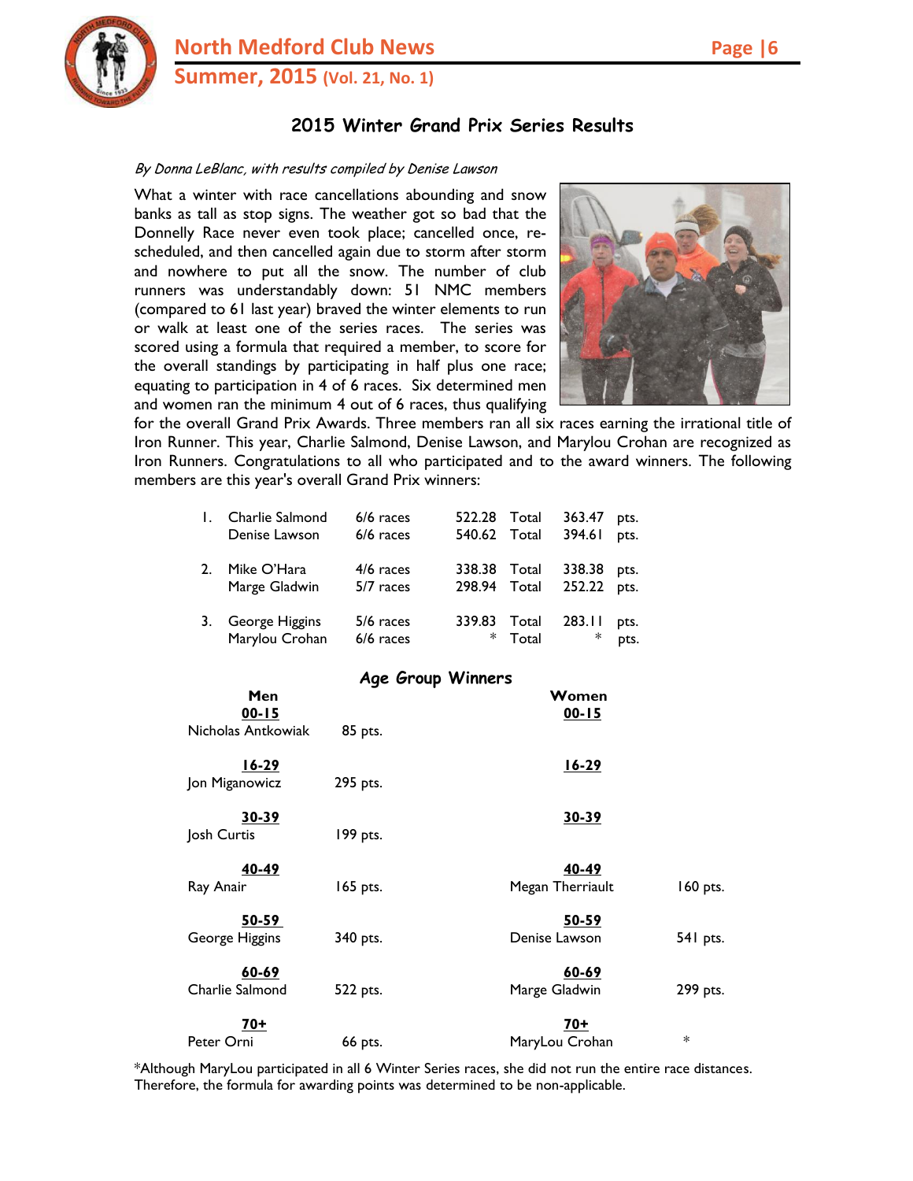## 2015 Winter Grand Prix Series Results

*By Donna LeBlanc, with results compiled by Denise Lawson*

What a winter with race cancellations abounding and snow banks as tall as stop signs. The weather got so bad that the Donnelly Race never even took place; cancelled once, re-scheduled, and then cancelled again due to storm after storm and nowhere to put all the snow. The number of club runners was understandably down: 51 NMC members (compared to 61 last year) braved the winter elements to run or walk at least one of the series races. The series was scored using a formula that required a member, to score for the overall standings by participating in half plus one race; equating to participation in 4 of 6 races. Six determined men and women ran the minimum 4 out of 6 races, thus qualifying for the overall Grand Prix Awards. Three members ran all six races earning the irrational title of Iron Runner. This year, Charlie Salmond, Denise Lawson, and Marylou Crohan are recognized as Iron Runners. Congratulations to all who participated and to the award winners. The following members are this year's overall Grand Prix winners:

| Place | Name | Races | Total | | Points | |
|---|---|---|---|---|---|---|
| 1. | Charlie Salmond | 6/6 races | 522.28 | Total | 363.47 | pts. |
| | Denise Lawson | 6/6 races | 540.62 | Total | 394.61 | pts. |
| 2. | Mike O'Hara | 4/6 races | 338.38 | Total | 338.38 | pts. |
| | Marge Gladwin | 5/7 races | 298.94 | Total | 252.22 | pts. |
| 3. | George Higgins | 5/6 races | 339.83 | Total | 283.11 | pts. |
| | Marylou Crohan | 6/6 races | * | Total | * | pts. |

### Age Group Winners

| Age Group | Men | Pts. | Women | Pts. |
|---|---|---|---|---|
| 00-15 | Nicholas Antkowiak | 85 pts. | | |
| 16-29 | Jon Miganowicz | 295 pts. | | |
| 30-39 | Josh Curtis | 199 pts. | | |
| 40-49 | Ray Anair | 165 pts. | Megan Therriault | 160 pts. |
| 50-59 | George Higgins | 340 pts. | Denise Lawson | 541 pts. |
| 60-69 | Charlie Salmond | 522 pts. | Marge Gladwin | 299 pts. |
| 70+ | Peter Orni | 66 pts. | MaryLou Crohan | * |

*Although MaryLou participated in all 6 Winter Series races, she did not run the entire race distances. Therefore, the formula for awarding points was determined to be non-applicable.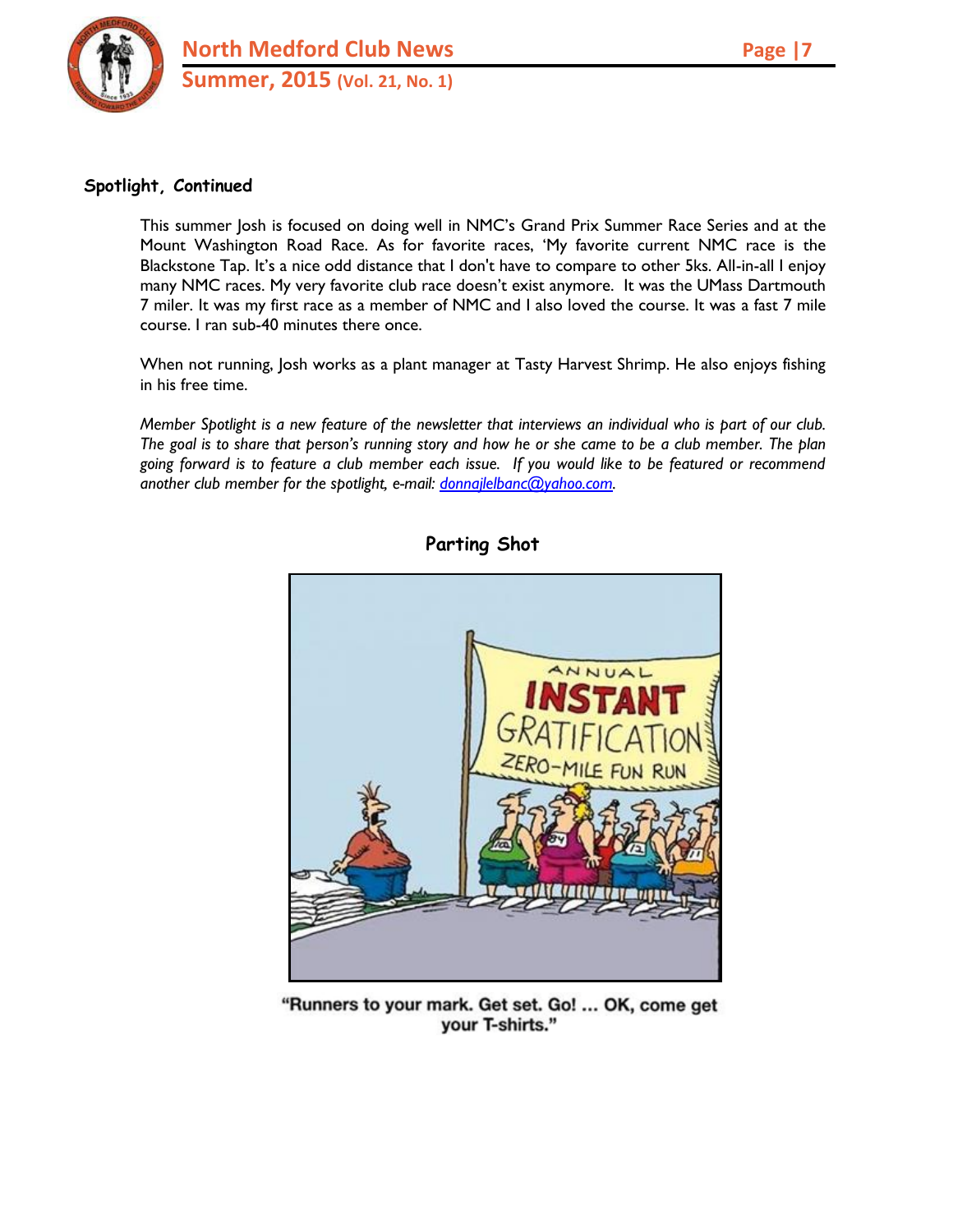## Spotlight, Continued

This summer Josh is focused on doing well in NMC's Grand Prix Summer Race Series and at the Mount Washington Road Race. As for favorite races, 'My favorite current NMC race is the Blackstone Tap. It's a nice odd distance that I don't have to compare to other 5ks. All-in-all I enjoy many NMC races. My very favorite club race doesn't exist anymore. It was the UMass Dartmouth 7 miler. It was my first race as a member of NMC and I also loved the course. It was a fast 7 mile course. I ran sub-40 minutes there once.

When not running, Josh works as a plant manager at Tasty Harvest Shrimp. He also enjoys fishing in his free time.

*Member Spotlight is a new feature of the newsletter that interviews an individual who is part of our club. The goal is to share that person's running story and how he or she came to be a club member. The plan going forward is to feature a club member each issue. If you would like to be featured or recommend another club member for the spotlight, e-mail: [donnajlelbanc@yahoo.com](mailto:donnajlelbanc@yahoo.com).*

## Parting Shot

"Runners to your mark. Get set. Go! ... OK, come get your T-shirts."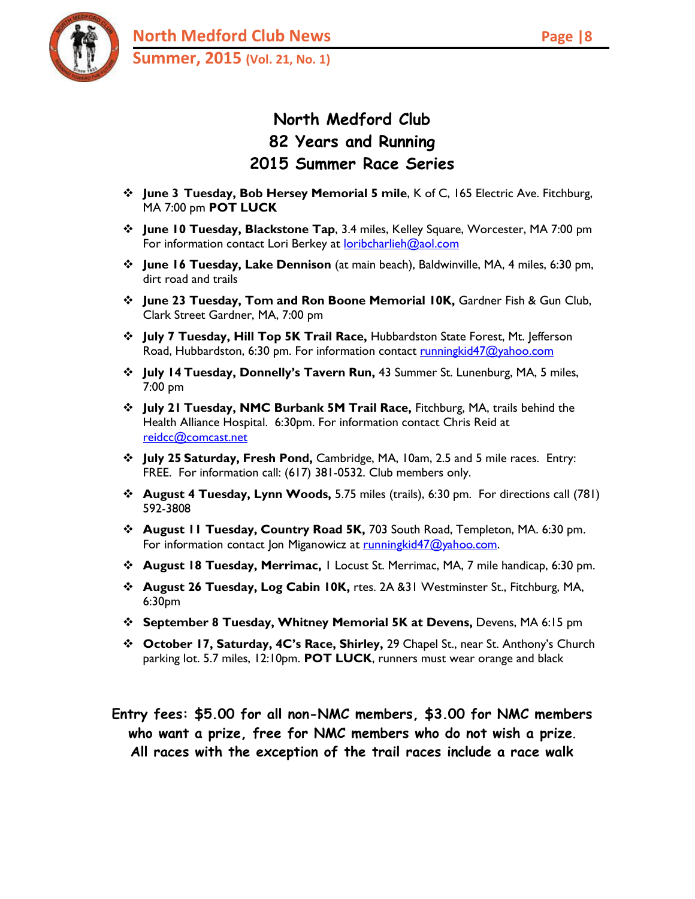# North Medford Club
## 82 Years and Running
## 2015 Summer Race Series

- **June 3 Tuesday, Bob Hersey Memorial 5 mile**, K of C, 165 Electric Ave. Fitchburg, MA 7:00 pm **POT LUCK**
- **June 10 Tuesday, Blackstone Tap**, 3.4 miles, Kelley Square, Worcester, MA 7:00 pm For information contact Lori Berkey at loribcharlieh@aol.com
- **June 16 Tuesday, Lake Dennison** (at main beach), Baldwinville, MA, 4 miles, 6:30 pm, dirt road and trails
- **June 23 Tuesday, Tom and Ron Boone Memorial 10K,** Gardner Fish & Gun Club, Clark Street Gardner, MA, 7:00 pm
- **July 7 Tuesday, Hill Top 5K Trail Race,** Hubbardston State Forest, Mt. Jefferson Road, Hubbardston, 6:30 pm. For information contact runningkid47@yahoo.com
- **July 14 Tuesday, Donnelly's Tavern Run,** 43 Summer St. Lunenburg, MA, 5 miles, 7:00 pm
- **July 21 Tuesday, NMC Burbank 5M Trail Race,** Fitchburg, MA, trails behind the Health Alliance Hospital. 6:30pm. For information contact Chris Reid at reidcc@comcast.net
- **July 25 Saturday, Fresh Pond,** Cambridge, MA, 10am, 2.5 and 5 mile races. Entry: FREE. For information call: (617) 381-0532. Club members only.
- **August 4 Tuesday, Lynn Woods,** 5.75 miles (trails), 6:30 pm. For directions call (781) 592-3808
- **August 11 Tuesday, Country Road 5K,** 703 South Road, Templeton, MA. 6:30 pm. For information contact Jon Miganowicz at runningkid47@yahoo.com.
- **August 18 Tuesday, Merrimac,** 1 Locust St. Merrimac, MA, 7 mile handicap, 6:30 pm.
- **August 26 Tuesday, Log Cabin 10K,** rtes. 2A &31 Westminster St., Fitchburg, MA, 6:30pm
- **September 8 Tuesday, Whitney Memorial 5K at Devens,** Devens, MA 6:15 pm
- **October 17, Saturday, 4C's Race, Shirley,** 29 Chapel St., near St. Anthony's Church parking lot. 5.7 miles, 12:10pm. **POT LUCK**, runners must wear orange and black

**Entry fees: $5.00 for all non-NMC members, $3.00 for NMC members who want a prize, free for NMC members who do not wish a prize. All races with the exception of the trail races include a race walk**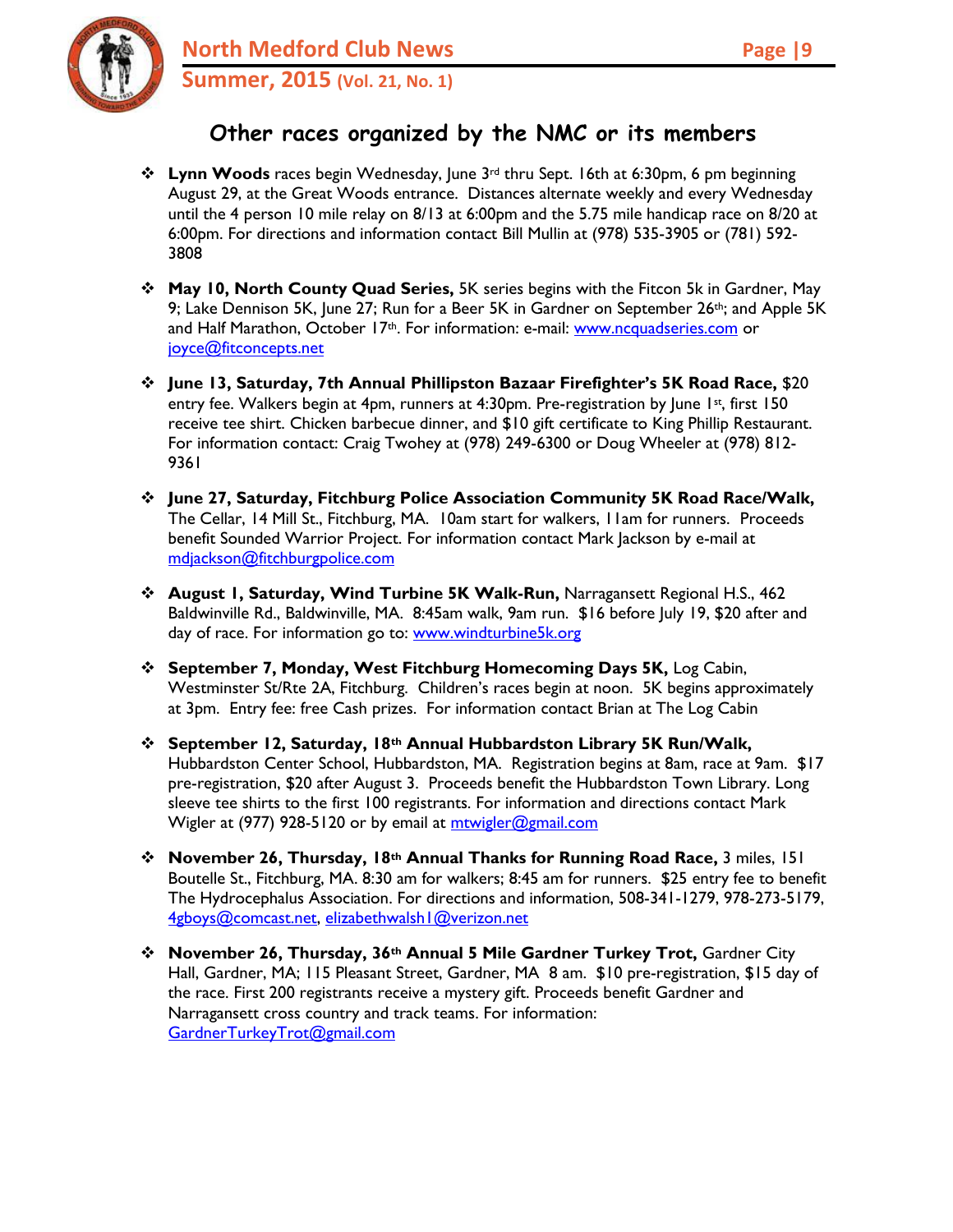## Other races organized by the NMC or its members

- **Lynn Woods** races begin Wednesday, June 3rd thru Sept. 16th at 6:30pm, 6 pm beginning August 29, at the Great Woods entrance. Distances alternate weekly and every Wednesday until the 4 person 10 mile relay on 8/13 at 6:00pm and the 5.75 mile handicap race on 8/20 at 6:00pm. For directions and information contact Bill Mullin at (978) 535-3905 or (781) 592-3808

- **May 10, North County Quad Series,** 5K series begins with the Fitcon 5k in Gardner, May 9; Lake Dennison 5K, June 27; Run for a Beer 5K in Gardner on September 26th; and Apple 5K and Half Marathon, October 17th. For information: e-mail: www.ncquadseries.com or joyce@fitconcepts.net

- **June 13, Saturday, 7th Annual Phillipston Bazaar Firefighter's 5K Road Race,** $20 entry fee. Walkers begin at 4pm, runners at 4:30pm. Pre-registration by June 1st, first 150 receive tee shirt. Chicken barbecue dinner, and $10 gift certificate to King Phillip Restaurant. For information contact: Craig Twohey at (978) 249-6300 or Doug Wheeler at (978) 812-9361

- **June 27, Saturday, Fitchburg Police Association Community 5K Road Race/Walk,** The Cellar, 14 Mill St., Fitchburg, MA. 10am start for walkers, 11am for runners. Proceeds benefit Sounded Warrior Project. For information contact Mark Jackson by e-mail at mdjackson@fitchburgpolice.com

- **August 1, Saturday, Wind Turbine 5K Walk-Run,** Narragansett Regional H.S., 462 Baldwinville Rd., Baldwinville, MA. 8:45am walk, 9am run. $16 before July 19, $20 after and day of race. For information go to: www.windturbine5k.org

- **September 7, Monday, West Fitchburg Homecoming Days 5K,** Log Cabin, Westminster St/Rte 2A, Fitchburg. Children's races begin at noon. 5K begins approximately at 3pm. Entry fee: free Cash prizes. For information contact Brian at The Log Cabin

- **September 12, Saturday, 18th Annual Hubbardston Library 5K Run/Walk,** Hubbardston Center School, Hubbardston, MA. Registration begins at 8am, race at 9am. $17 pre-registration, $20 after August 3. Proceeds benefit the Hubbardston Town Library. Long sleeve tee shirts to the first 100 registrants. For information and directions contact Mark Wigler at (977) 928-5120 or by email at mtwigler@gmail.com

- **November 26, Thursday, 18th Annual Thanks for Running Road Race,** 3 miles, 151 Boutelle St., Fitchburg, MA. 8:30 am for walkers; 8:45 am for runners. $25 entry fee to benefit The Hydrocephalus Association. For directions and information, 508-341-1279, 978-273-5179, 4gboys@comcast.net, elizabethwalsh1@verizon.net

- **November 26, Thursday, 36th Annual 5 Mile Gardner Turkey Trot,** Gardner City Hall, Gardner, MA; 115 Pleasant Street, Gardner, MA 8 am. $10 pre-registration, $15 day of the race. First 200 registrants receive a mystery gift. Proceeds benefit Gardner and Narragansett cross country and track teams. For information: GardnerTurkeyTrot@gmail.com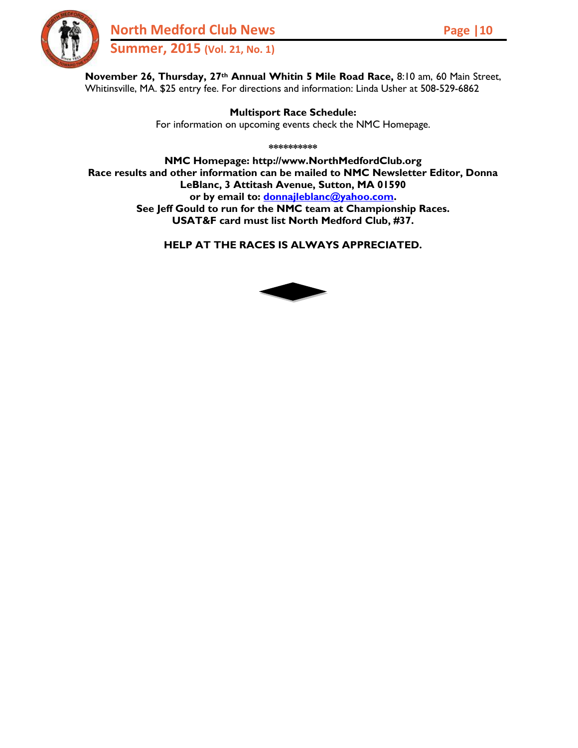**November 26, Thursday, 27th Annual Whitin 5 Mile Road Race,** 8:10 am, 60 Main Street, Whitinsville, MA. $25 entry fee. For directions and information: Linda Usher at 508-529-6862

**Multisport Race Schedule:**

For information on upcoming events check the NMC Homepage.

**********

**NMC Homepage: http://www.NorthMedfordClub.org**
**Race results and other information can be mailed to NMC Newsletter Editor, Donna LeBlanc, 3 Attitash Avenue, Sutton, MA 01590**
**or by email to: donnajleblanc@yahoo.com.**
**See Jeff Gould to run for the NMC team at Championship Races.**
**USAT&F card must list North Medford Club, #37.**

**HELP AT THE RACES IS ALWAYS APPRECIATED.**